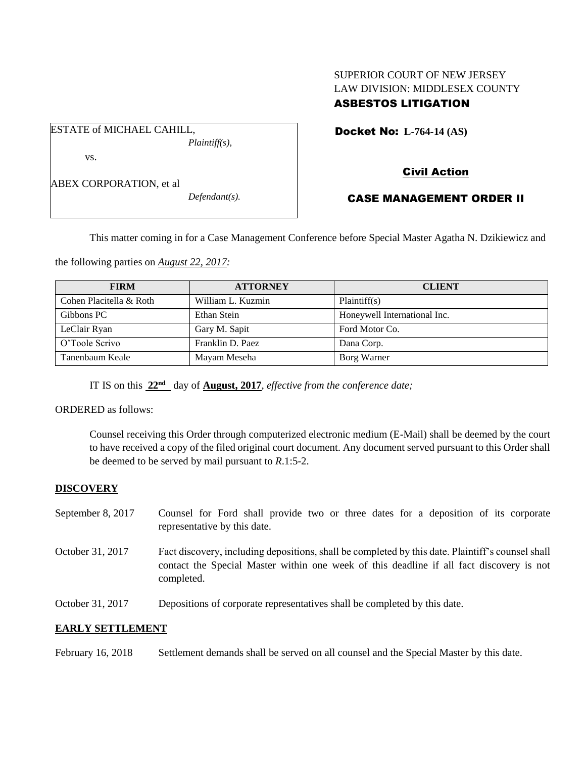SUPERIOR COURT OF NEW JERSEY
LAW DIVISION: MIDDLESEX COUNTY
**ASBESTOS LITIGATION**

ESTATE of MICHAEL CAHILL,
*Plaintiff(s),*

vs.

ABEX CORPORATION, et al
*Defendant(s).*

**Docket No: L-764-14 (AS)**

**Civil Action**

**CASE MANAGEMENT ORDER II**

This matter coming in for a Case Management Conference before Special Master Agatha N. Dzikiewicz and the following parties on *August 22, 2017:*

| FIRM | ATTORNEY | CLIENT |
|---|---|---|
| Cohen Placitella & Roth | William L. Kuzmin | Plaintiff(s) |
| Gibbons PC | Ethan Stein | Honeywell International Inc. |
| LeClair Ryan | Gary M. Sapit | Ford Motor Co. |
| O'Toole Scrivo | Franklin D. Paez | Dana Corp. |
| Tanenbaum Keale | Mayam Meseha | Borg Warner |

IT IS on this **22nd** day of **August, 2017**, *effective from the conference date;*

ORDERED as follows:

Counsel receiving this Order through computerized electronic medium (E-Mail) shall be deemed by the court to have received a copy of the filed original court document. Any document served pursuant to this Order shall be deemed to be served by mail pursuant to *R*.1:5-2.

**DISCOVERY**

September 8, 2017 — Counsel for Ford shall provide two or three dates for a deposition of its corporate representative by this date.

October 31, 2017 — Fact discovery, including depositions, shall be completed by this date. Plaintiff's counsel shall contact the Special Master within one week of this deadline if all fact discovery is not completed.

October 31, 2017 — Depositions of corporate representatives shall be completed by this date.

**EARLY SETTLEMENT**

February 16, 2018 — Settlement demands shall be served on all counsel and the Special Master by this date.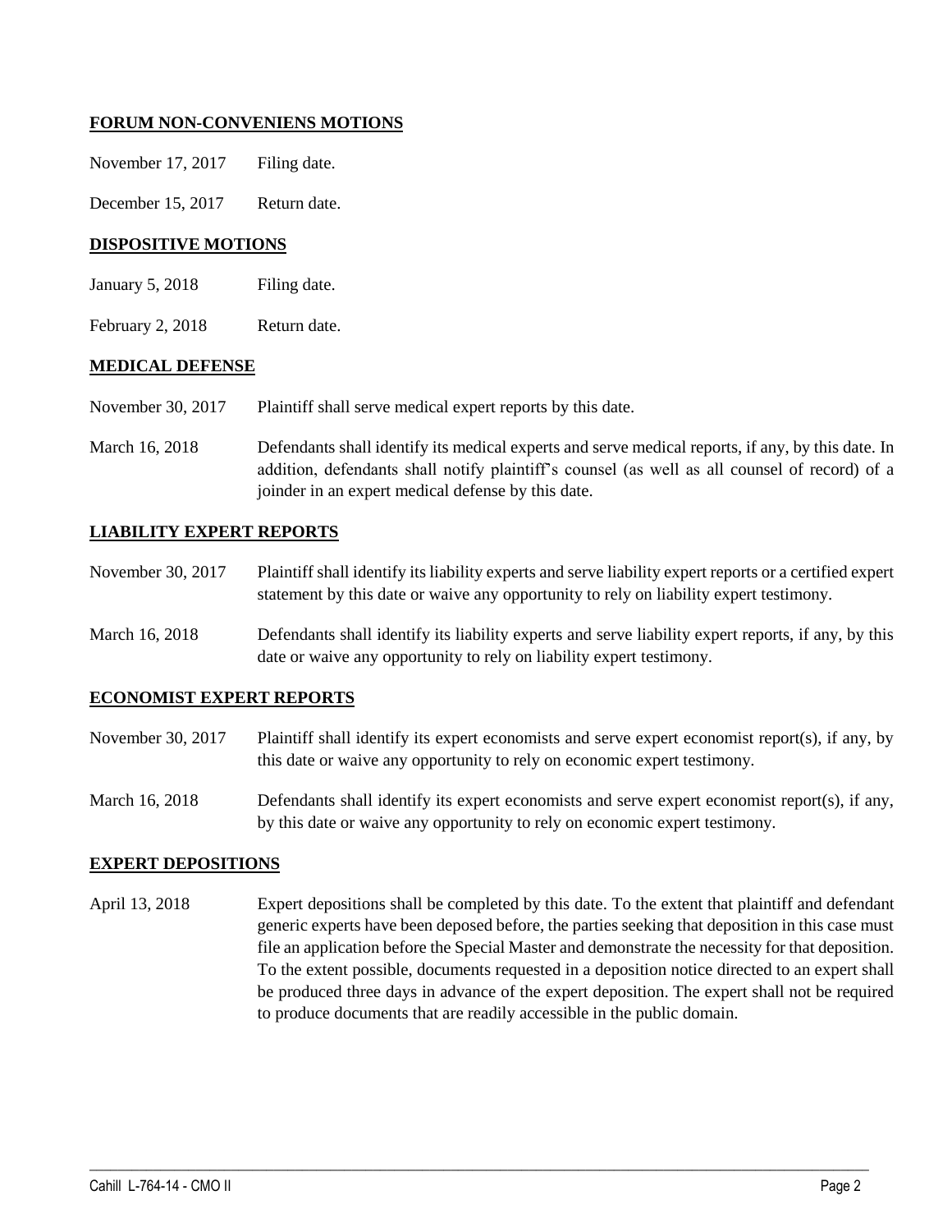**FORUM NON-CONVENIENS MOTIONS**

| | |
|---|---|
| November 17, 2017 | Filing date. |
| December 15, 2017 | Return date. |

**DISPOSITIVE MOTIONS**

| | |
|---|---|
| January 5, 2018 | Filing date. |
| February 2, 2018 | Return date. |

**MEDICAL DEFENSE**

| | |
|---|---|
| November 30, 2017 | Plaintiff shall serve medical expert reports by this date. |
| March 16, 2018 | Defendants shall identify its medical experts and serve medical reports, if any, by this date. In addition, defendants shall notify plaintiff's counsel (as well as all counsel of record) of a joinder in an expert medical defense by this date. |

**LIABILITY EXPERT REPORTS**

| | |
|---|---|
| November 30, 2017 | Plaintiff shall identify its liability experts and serve liability expert reports or a certified expert statement by this date or waive any opportunity to rely on liability expert testimony. |
| March 16, 2018 | Defendants shall identify its liability experts and serve liability expert reports, if any, by this date or waive any opportunity to rely on liability expert testimony. |

**ECONOMIST EXPERT REPORTS**

| | |
|---|---|
| November 30, 2017 | Plaintiff shall identify its expert economists and serve expert economist report(s), if any, by this date or waive any opportunity to rely on economic expert testimony. |
| March 16, 2018 | Defendants shall identify its expert economists and serve expert economist report(s), if any, by this date or waive any opportunity to rely on economic expert testimony. |

**EXPERT DEPOSITIONS**

| | |
|---|---|
| April 13, 2018 | Expert depositions shall be completed by this date. To the extent that plaintiff and defendant generic experts have been deposed before, the parties seeking that deposition in this case must file an application before the Special Master and demonstrate the necessity for that deposition. To the extent possible, documents requested in a deposition notice directed to an expert shall be produced three days in advance of the expert deposition. The expert shall not be required to produce documents that are readily accessible in the public domain. |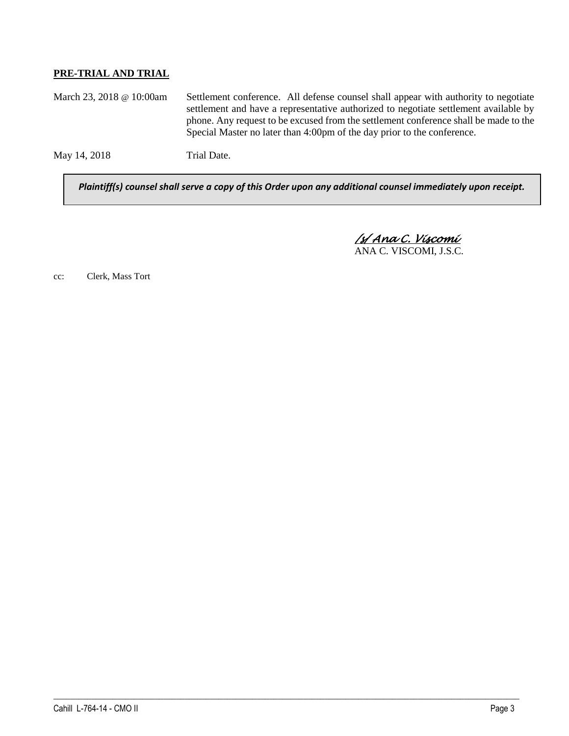**PRE-TRIAL AND TRIAL**

| | |
|---|---|
| March 23, 2018 @ 10:00am | Settlement conference. All defense counsel shall appear with authority to negotiate settlement and have a representative authorized to negotiate settlement available by phone. Any request to be excused from the settlement conference shall be made to the Special Master no later than 4:00pm of the day prior to the conference. |
| May 14, 2018 | Trial Date. |

***Plaintiff(s) counsel shall serve a copy of this Order upon any additional counsel immediately upon receipt.***

/s/ Ana C. Viscomi
ANA C. VISCOMI, J.S.C.

cc: Clerk, Mass Tort